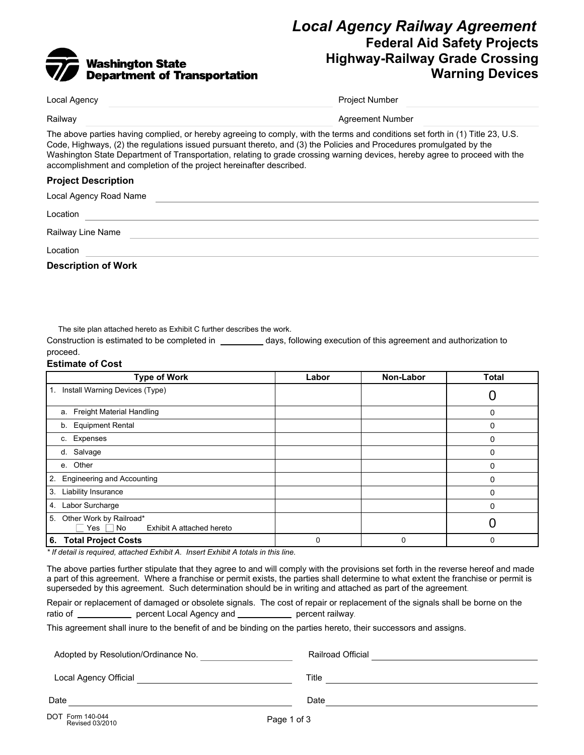# Local Agency Railway Agreement

## Federal Aid Safety Projects
## Highway-Railway Grade Crossing Warning Devices

Washington State Department of Transportation

Local Agency ____________________ Project Number ____________________

Railway ____________________ Agreement Number ____________________

The above parties having complied, or hereby agreeing to comply, with the terms and conditions set forth in (1) Title 23, U.S. Code, Highways, (2) the regulations issued pursuant thereto, and (3) the Policies and Procedures promulgated by the Washington State Department of Transportation, relating to grade crossing warning devices, hereby agree to proceed with the accomplishment and completion of the project hereinafter described.

### Project Description

Local Agency Road Name ____________________

Location ____________________

Railway Line Name ____________________

Location ____________________

### Description of Work

The site plan attached hereto as Exhibit C further describes the work.

Construction is estimated to be completed in __________ days, following execution of this agreement and authorization to proceed.

### Estimate of Cost

| Type of Work | Labor | Non-Labor | Total |
|---|---|---|---|
| 1. Install Warning Devices (Type) | | | 0 |
| a. Freight Material Handling | | | 0 |
| b. Equipment Rental | | | 0 |
| c. Expenses | | | 0 |
| d. Salvage | | | 0 |
| e. Other | | | 0 |
| 2. Engineering and Accounting | | | 0 |
| 3. Liability Insurance | | | 0 |
| 4. Labor Surcharge | | | 0 |
| 5. Other Work by Railroad* ☐ Yes ☐ No Exhibit A attached hereto | | | 0 |
| **6. Total Project Costs** | 0 | 0 | 0 |

*\* If detail is required, attached Exhibit A. Insert Exhibit A totals in this line.*

The above parties further stipulate that they agree to and will comply with the provisions set forth in the reverse hereof and made a part of this agreement. Where a franchise or permit exists, the parties shall determine to what extent the franchise or permit is superseded by this agreement. Such determination should be in writing and attached as part of the agreement.

Repair or replacement of damaged or obsolete signals. The cost of repair or replacement of the signals shall be borne on the ratio of __________ percent Local Agency and __________ percent railway.

This agreement shall inure to the benefit of and be binding on the parties hereto, their successors and assigns.

Adopted by Resolution/Ordinance No. ____________________

Local Agency Official ____________________

Date ____________________

Railroad Official ____________________

Title ____________________

Date ____________________

DOT Form 140-044
Revised 03/2010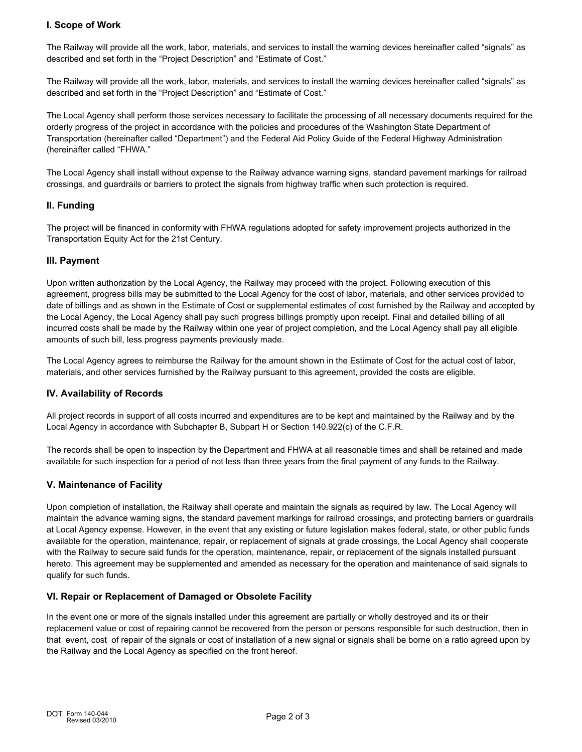### I. Scope of Work

The Railway will provide all the work, labor, materials, and services to install the warning devices hereinafter called "signals" as described and set forth in the "Project Description" and "Estimate of Cost."

The Railway will provide all the work, labor, materials, and services to install the warning devices hereinafter called "signals" as described and set forth in the "Project Description" and "Estimate of Cost."

The Local Agency shall perform those services necessary to facilitate the processing of all necessary documents required for the orderly progress of the project in accordance with the policies and procedures of the Washington State Department of Transportation (hereinafter called "Department") and the Federal Aid Policy Guide of the Federal Highway Administration (hereinafter called "FHWA."

The Local Agency shall install without expense to the Railway advance warning signs, standard pavement markings for railroad crossings, and guardrails or barriers to protect the signals from highway traffic when such protection is required.

### II. Funding

The project will be financed in conformity with FHWA regulations adopted for safety improvement projects authorized in the Transportation Equity Act for the 21st Century.

### III. Payment

Upon written authorization by the Local Agency, the Railway may proceed with the project. Following execution of this agreement, progress bills may be submitted to the Local Agency for the cost of labor, materials, and other services provided to date of billings and as shown in the Estimate of Cost or supplemental estimates of cost furnished by the Railway and accepted by the Local Agency, the Local Agency shall pay such progress billings promptly upon receipt. Final and detailed billing of all incurred costs shall be made by the Railway within one year of project completion, and the Local Agency shall pay all eligible amounts of such bill, less progress payments previously made.

The Local Agency agrees to reimburse the Railway for the amount shown in the Estimate of Cost for the actual cost of labor, materials, and other services furnished by the Railway pursuant to this agreement, provided the costs are eligible.

### IV. Availability of Records

All project records in support of all costs incurred and expenditures are to be kept and maintained by the Railway and by the Local Agency in accordance with Subchapter B, Subpart H or Section 140.922(c) of the C.F.R.

The records shall be open to inspection by the Department and FHWA at all reasonable times and shall be retained and made available for such inspection for a period of not less than three years from the final payment of any funds to the Railway.

### V. Maintenance of Facility

Upon completion of installation, the Railway shall operate and maintain the signals as required by law. The Local Agency will maintain the advance warning signs, the standard pavement markings for railroad crossings, and protecting barriers or guardrails at Local Agency expense. However, in the event that any existing or future legislation makes federal, state, or other public funds available for the operation, maintenance, repair, or replacement of signals at grade crossings, the Local Agency shall cooperate with the Railway to secure said funds for the operation, maintenance, repair, or replacement of the signals installed pursuant hereto. This agreement may be supplemented and amended as necessary for the operation and maintenance of said signals to qualify for such funds.

### VI. Repair or Replacement of Damaged or Obsolete Facility

In the event one or more of the signals installed under this agreement are partially or wholly destroyed and its or their replacement value or cost of repairing cannot be recovered from the person or persons responsible for such destruction, then in that event, cost of repair of the signals or cost of installation of a new signal or signals shall be borne on a ratio agreed upon by the Railway and the Local Agency as specified on the front hereof.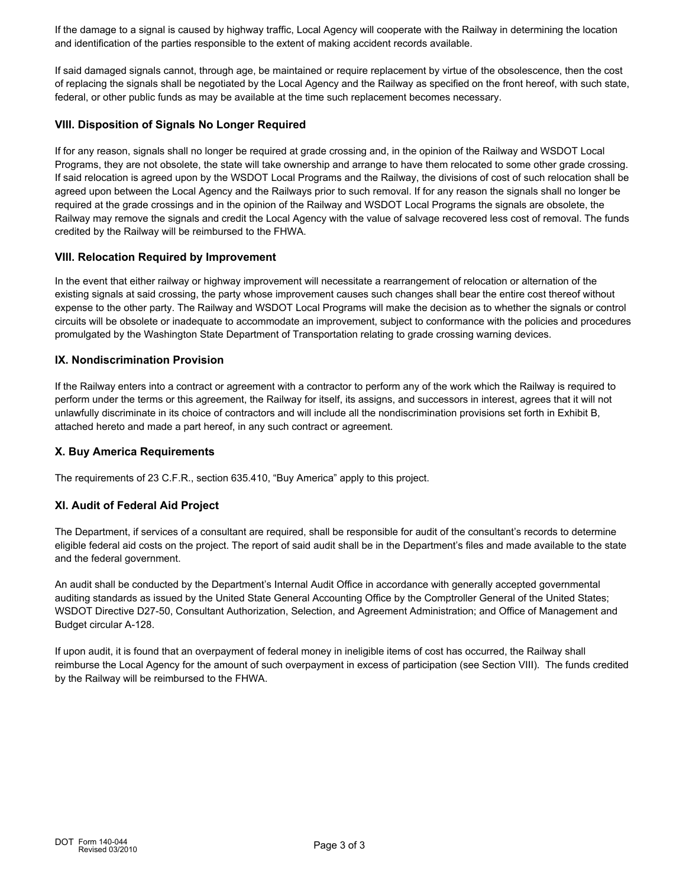If the damage to a signal is caused by highway traffic, Local Agency will cooperate with the Railway in determining the location and identification of the parties responsible to the extent of making accident records available.

If said damaged signals cannot, through age, be maintained or require replacement by virtue of the obsolescence, then the cost of replacing the signals shall be negotiated by the Local Agency and the Railway as specified on the front hereof, with such state, federal, or other public funds as may be available at the time such replacement becomes necessary.

### VIII. Disposition of Signals No Longer Required

If for any reason, signals shall no longer be required at grade crossing and, in the opinion of the Railway and WSDOT Local Programs, they are not obsolete, the state will take ownership and arrange to have them relocated to some other grade crossing. If said relocation is agreed upon by the WSDOT Local Programs and the Railway, the divisions of cost of such relocation shall be agreed upon between the Local Agency and the Railways prior to such removal. If for any reason the signals shall no longer be required at the grade crossings and in the opinion of the Railway and WSDOT Local Programs the signals are obsolete, the Railway may remove the signals and credit the Local Agency with the value of salvage recovered less cost of removal. The funds credited by the Railway will be reimbursed to the FHWA.

### VIII. Relocation Required by Improvement

In the event that either railway or highway improvement will necessitate a rearrangement of relocation or alternation of the existing signals at said crossing, the party whose improvement causes such changes shall bear the entire cost thereof without expense to the other party. The Railway and WSDOT Local Programs will make the decision as to whether the signals or control circuits will be obsolete or inadequate to accommodate an improvement, subject to conformance with the policies and procedures promulgated by the Washington State Department of Transportation relating to grade crossing warning devices.

### IX. Nondiscrimination Provision

If the Railway enters into a contract or agreement with a contractor to perform any of the work which the Railway is required to perform under the terms or this agreement, the Railway for itself, its assigns, and successors in interest, agrees that it will not unlawfully discriminate in its choice of contractors and will include all the nondiscrimination provisions set forth in Exhibit B, attached hereto and made a part hereof, in any such contract or agreement.

### X. Buy America Requirements

The requirements of 23 C.F.R., section 635.410, “Buy America” apply to this project.

### XI. Audit of Federal Aid Project

The Department, if services of a consultant are required, shall be responsible for audit of the consultant’s records to determine eligible federal aid costs on the project. The report of said audit shall be in the Department’s files and made available to the state and the federal government.

An audit shall be conducted by the Department’s Internal Audit Office in accordance with generally accepted governmental auditing standards as issued by the United State General Accounting Office by the Comptroller General of the United States; WSDOT Directive D27-50, Consultant Authorization, Selection, and Agreement Administration; and Office of Management and Budget circular A-128.

If upon audit, it is found that an overpayment of federal money in ineligible items of cost has occurred, the Railway shall reimburse the Local Agency for the amount of such overpayment in excess of participation (see Section VIII). The funds credited by the Railway will be reimbursed to the FHWA.

DOT Form 140-044
Revised 03/2010